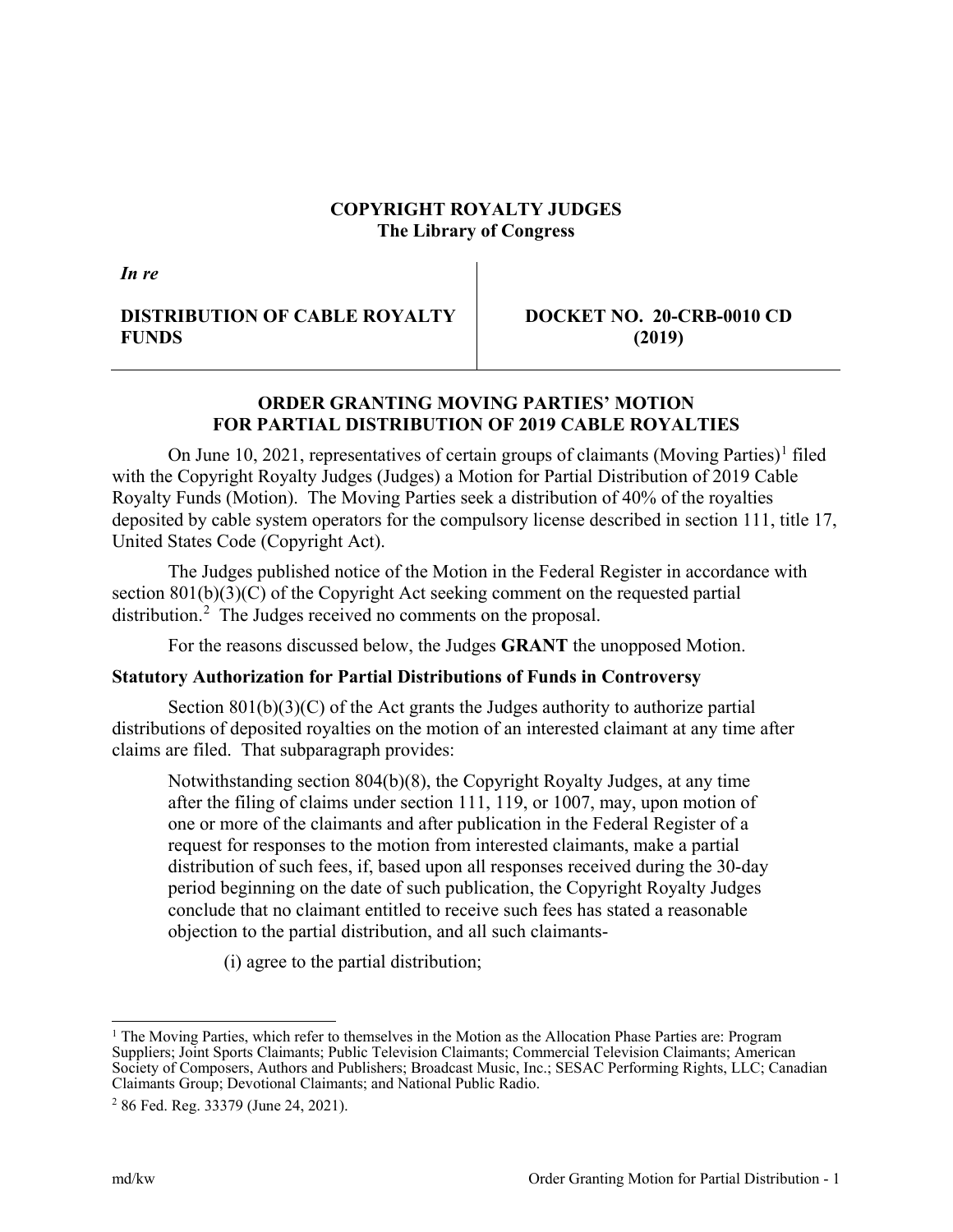**COPYRIGHT ROYALTY JUDGES**
**The Library of Congress**

| *In re* | |
|---|---|
| **DISTRIBUTION OF CABLE ROYALTY FUNDS** | **DOCKET NO. 20-CRB-0010 CD (2019)** |

## ORDER GRANTING MOVING PARTIES' MOTION FOR PARTIAL DISTRIBUTION OF 2019 CABLE ROYALTIES

On June 10, 2021, representatives of certain groups of claimants (Moving Parties)[1] filed with the Copyright Royalty Judges (Judges) a Motion for Partial Distribution of 2019 Cable Royalty Funds (Motion). The Moving Parties seek a distribution of 40% of the royalties deposited by cable system operators for the compulsory license described in section 111, title 17, United States Code (Copyright Act).

The Judges published notice of the Motion in the Federal Register in accordance with section 801(b)(3)(C) of the Copyright Act seeking comment on the requested partial distribution.[2] The Judges received no comments on the proposal.

For the reasons discussed below, the Judges **GRANT** the unopposed Motion.

### Statutory Authorization for Partial Distributions of Funds in Controversy

Section 801(b)(3)(C) of the Act grants the Judges authority to authorize partial distributions of deposited royalties on the motion of an interested claimant at any time after claims are filed. That subparagraph provides:

> Notwithstanding section 804(b)(8), the Copyright Royalty Judges, at any time after the filing of claims under section 111, 119, or 1007, may, upon motion of one or more of the claimants and after publication in the Federal Register of a request for responses to the motion from interested claimants, make a partial distribution of such fees, if, based upon all responses received during the 30-day period beginning on the date of such publication, the Copyright Royalty Judges conclude that no claimant entitled to receive such fees has stated a reasonable objection to the partial distribution, and all such claimants-
>
> (i) agree to the partial distribution;

---

[1] The Moving Parties, which refer to themselves in the Motion as the Allocation Phase Parties are: Program Suppliers; Joint Sports Claimants; Public Television Claimants; Commercial Television Claimants; American Society of Composers, Authors and Publishers; Broadcast Music, Inc.; SESAC Performing Rights, LLC; Canadian Claimants Group; Devotional Claimants; and National Public Radio.

[2] 86 Fed. Reg. 33379 (June 24, 2021).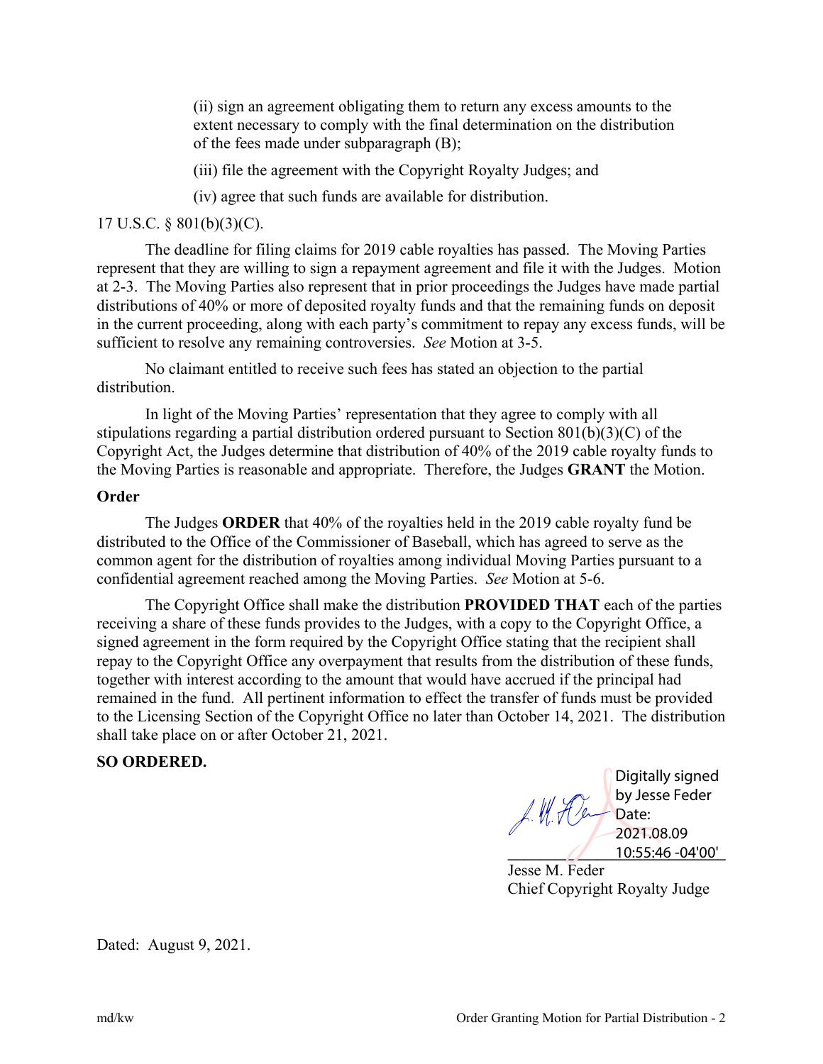(ii) sign an agreement obligating them to return any excess amounts to the extent necessary to comply with the final determination on the distribution of the fees made under subparagraph (B);

(iii) file the agreement with the Copyright Royalty Judges; and

(iv) agree that such funds are available for distribution.

17 U.S.C. § 801(b)(3)(C).

The deadline for filing claims for 2019 cable royalties has passed. The Moving Parties represent that they are willing to sign a repayment agreement and file it with the Judges. Motion at 2-3. The Moving Parties also represent that in prior proceedings the Judges have made partial distributions of 40% or more of deposited royalty funds and that the remaining funds on deposit in the current proceeding, along with each party's commitment to repay any excess funds, will be sufficient to resolve any remaining controversies. *See* Motion at 3-5.

No claimant entitled to receive such fees has stated an objection to the partial distribution.

In light of the Moving Parties' representation that they agree to comply with all stipulations regarding a partial distribution ordered pursuant to Section 801(b)(3)(C) of the Copyright Act, the Judges determine that distribution of 40% of the 2019 cable royalty funds to the Moving Parties is reasonable and appropriate. Therefore, the Judges **GRANT** the Motion.

**Order**

The Judges **ORDER** that 40% of the royalties held in the 2019 cable royalty fund be distributed to the Office of the Commissioner of Baseball, which has agreed to serve as the common agent for the distribution of royalties among individual Moving Parties pursuant to a confidential agreement reached among the Moving Parties. *See* Motion at 5-6.

The Copyright Office shall make the distribution **PROVIDED THAT** each of the parties receiving a share of these funds provides to the Judges, with a copy to the Copyright Office, a signed agreement in the form required by the Copyright Office stating that the recipient shall repay to the Copyright Office any overpayment that results from the distribution of these funds, together with interest according to the amount that would have accrued if the principal had remained in the fund. All pertinent information to effect the transfer of funds must be provided to the Licensing Section of the Copyright Office no later than October 14, 2021. The distribution shall take place on or after October 21, 2021.

**SO ORDERED.**

Digitally signed by Jesse Feder
Date: 2021.08.09 10:55:46 -04'00'

Jesse M. Feder
Chief Copyright Royalty Judge

Dated: August 9, 2021.

md/kw